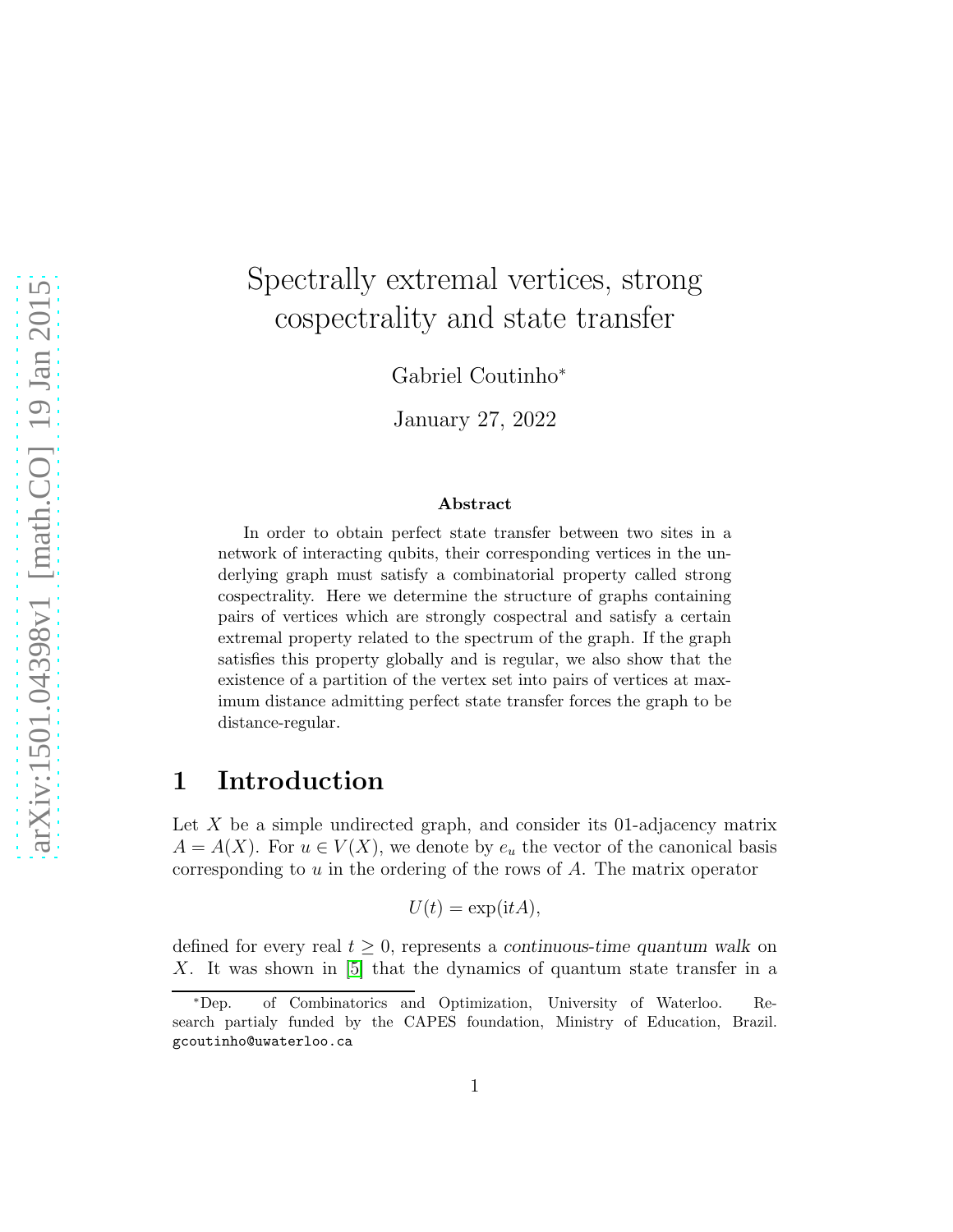# Spectrally extremal vertices, strong cospectrality and state transfer

Gabriel Coutinho[*]

January 27, 2022

### Abstract

In order to obtain perfect state transfer between two sites in a network of interacting qubits, their corresponding vertices in the underlying graph must satisfy a combinatorial property called strong cospectrality. Here we determine the structure of graphs containing pairs of vertices which are strongly cospectral and satisfy a certain extremal property related to the spectrum of the graph. If the graph satisfies this property globally and is regular, we also show that the existence of a partition of the vertex set into pairs of vertices at maximum distance admitting perfect state transfer forces the graph to be distance-regular.

## 1 Introduction

Let $X$ be a simple undirected graph, and consider its 01-adjacency matrix $A = A(X)$. For $u \in V(X)$, we denote by $e_u$ the vector of the canonical basis corresponding to $u$ in the ordering of the rows of $A$. The matrix operator

$$U(t) = \exp(\mathrm{i}tA),$$

defined for every real $t \geq 0$, represents a *continuous-time quantum walk* on $X$. It was shown in [5] that the dynamics of quantum state transfer in a

[*]Dep. of Combinatorics and Optimization, University of Waterloo. Research partialy funded by the CAPES foundation, Ministry of Education, Brazil. gcoutinho@uwaterloo.ca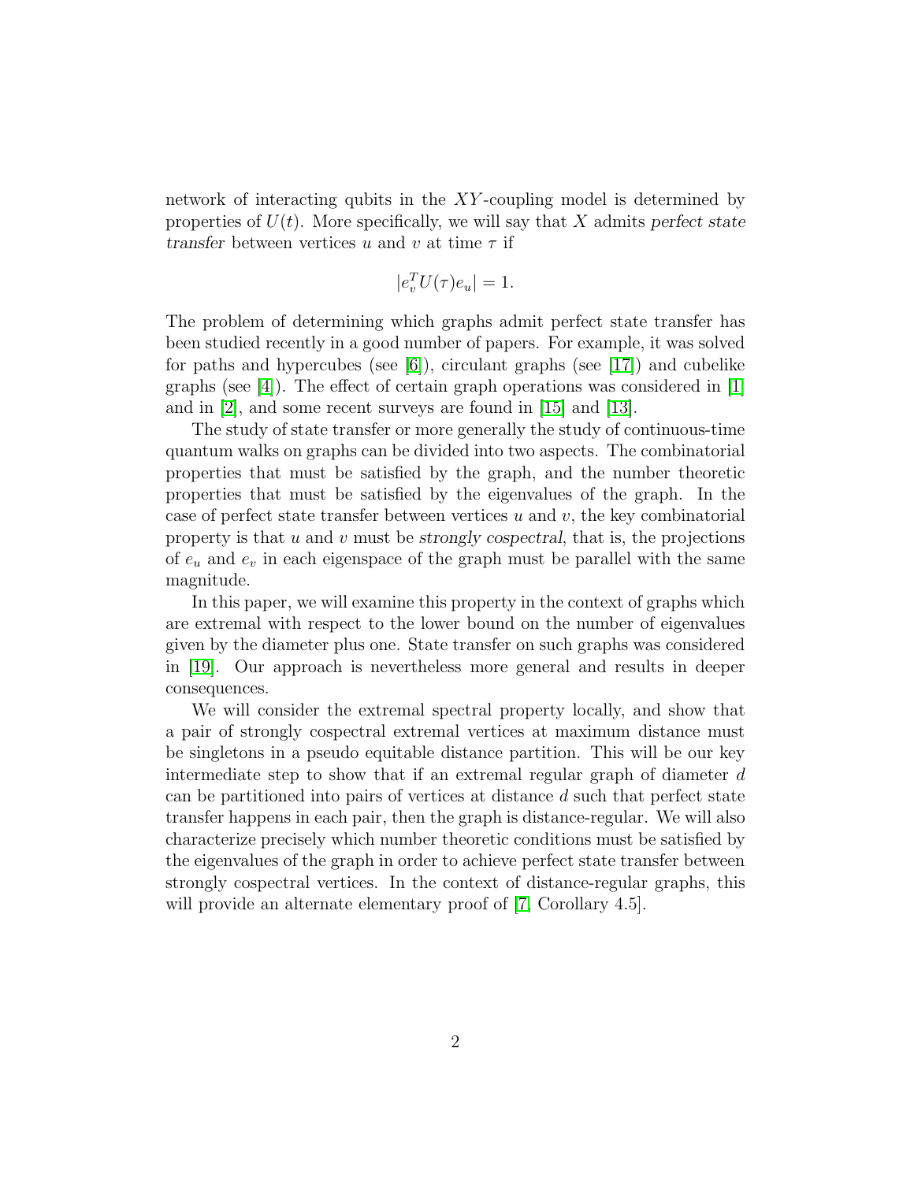network of interacting qubits in the $XY$-coupling model is determined by properties of $U(t)$. More specifically, we will say that $X$ admits *perfect state transfer* between vertices $u$ and $v$ at time $\tau$ if

$$|e_v^T U(\tau) e_u| = 1.$$

The problem of determining which graphs admit perfect state transfer has been studied recently in a good number of papers. For example, it was solved for paths and hypercubes (see [6]), circulant graphs (see [17]) and cubelike graphs (see [4]). The effect of certain graph operations was considered in [1] and in [2], and some recent surveys are found in [15] and [13].

The study of state transfer or more generally the study of continuous-time quantum walks on graphs can be divided into two aspects. The combinatorial properties that must be satisfied by the graph, and the number theoretic properties that must be satisfied by the eigenvalues of the graph. In the case of perfect state transfer between vertices $u$ and $v$, the key combinatorial property is that $u$ and $v$ must be *strongly cospectral*, that is, the projections of $e_u$ and $e_v$ in each eigenspace of the graph must be parallel with the same magnitude.

In this paper, we will examine this property in the context of graphs which are extremal with respect to the lower bound on the number of eigenvalues given by the diameter plus one. State transfer on such graphs was considered in [19]. Our approach is nevertheless more general and results in deeper consequences.

We will consider the extremal spectral property locally, and show that a pair of strongly cospectral extremal vertices at maximum distance must be singletons in a pseudo equitable distance partition. This will be our key intermediate step to show that if an extremal regular graph of diameter $d$ can be partitioned into pairs of vertices at distance $d$ such that perfect state transfer happens in each pair, then the graph is distance-regular. We will also characterize precisely which number theoretic conditions must be satisfied by the eigenvalues of the graph in order to achieve perfect state transfer between strongly cospectral vertices. In the context of distance-regular graphs, this will provide an alternate elementary proof of [7, Corollary 4.5].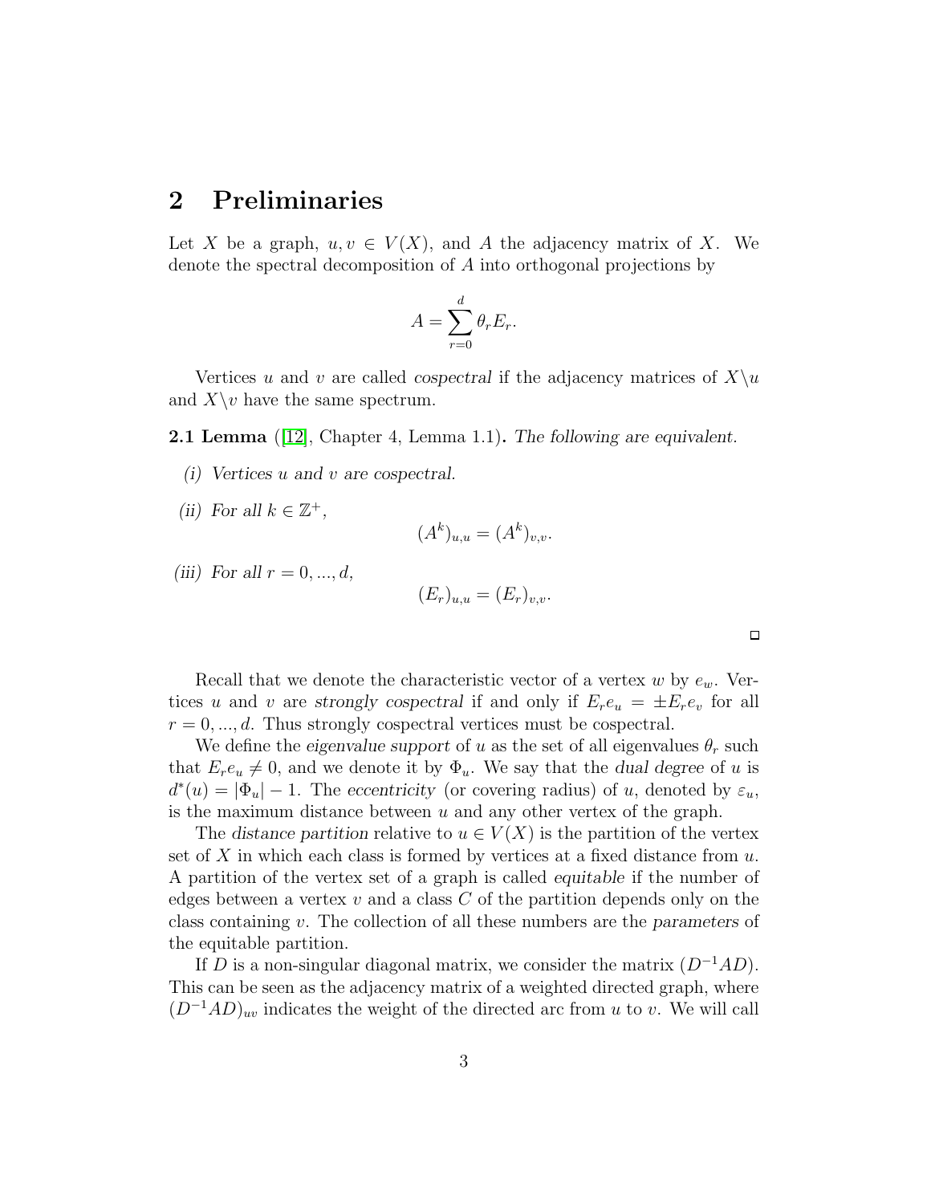## 2 Preliminaries

Let $X$ be a graph, $u, v \in V(X)$, and $A$ the adjacency matrix of $X$. We denote the spectral decomposition of $A$ into orthogonal projections by

$$A = \sum_{r=0}^{d} \theta_r E_r.$$

Vertices $u$ and $v$ are called *cospectral* if the adjacency matrices of $X\backslash u$ and $X\backslash v$ have the same spectrum.

**2.1 Lemma** ([12], Chapter 4, Lemma 1.1)**.** *The following are equivalent.*

*(i) Vertices $u$ and $v$ are cospectral.*

*(ii) For all $k \in \mathbb{Z}^+$,*

$$(A^k)_{u,u} = (A^k)_{v,v}.$$

*(iii) For all $r = 0, ..., d$,*

$$(E_r)_{u,u} = (E_r)_{v,v}.$$

□

Recall that we denote the characteristic vector of a vertex $w$ by $e_w$. Vertices $u$ and $v$ are *strongly cospectral* if and only if $E_r e_u = \pm E_r e_v$ for all $r = 0, ..., d$. Thus strongly cospectral vertices must be cospectral.

We define the *eigenvalue support* of $u$ as the set of all eigenvalues $\theta_r$ such that $E_r e_u \neq 0$, and we denote it by $\Phi_u$. We say that the *dual degree* of $u$ is $d^*(u) = |\Phi_u| - 1$. The *eccentricity* (or covering radius) of $u$, denoted by $\varepsilon_u$, is the maximum distance between $u$ and any other vertex of the graph.

The *distance partition* relative to $u \in V(X)$ is the partition of the vertex set of $X$ in which each class is formed by vertices at a fixed distance from $u$. A partition of the vertex set of a graph is called *equitable* if the number of edges between a vertex $v$ and a class $C$ of the partition depends only on the class containing $v$. The collection of all these numbers are the *parameters* of the equitable partition.

If $D$ is a non-singular diagonal matrix, we consider the matrix $(D^{-1}AD)$. This can be seen as the adjacency matrix of a weighted directed graph, where $(D^{-1}AD)_{uv}$ indicates the weight of the directed arc from $u$ to $v$. We will call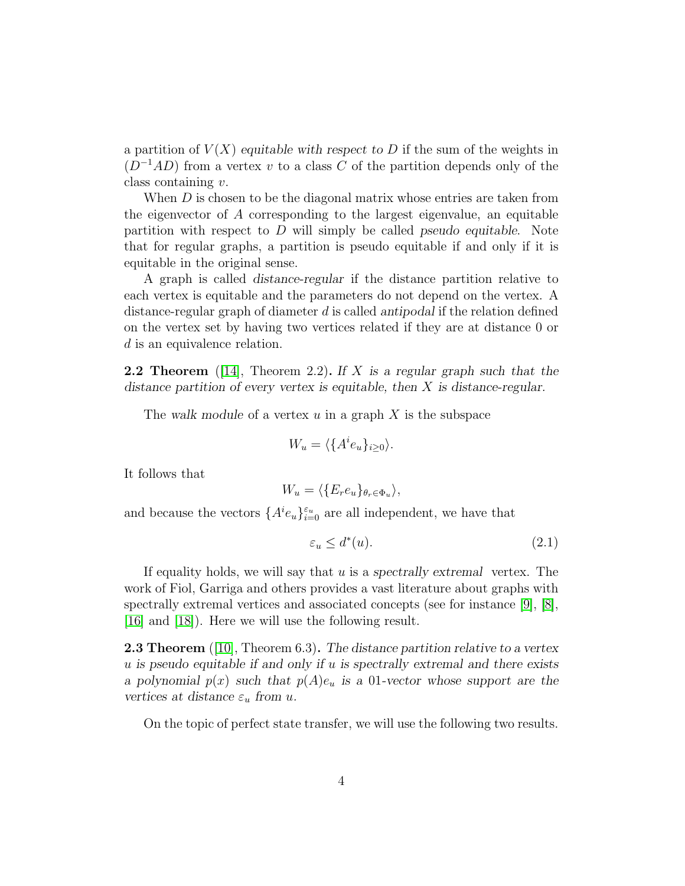a partition of $V(X)$ *equitable with respect to* $D$ if the sum of the weights in $(D^{-1}AD)$ from a vertex $v$ to a class $C$ of the partition depends only of the class containing $v$.

When $D$ is chosen to be the diagonal matrix whose entries are taken from the eigenvector of $A$ corresponding to the largest eigenvalue, an equitable partition with respect to $D$ will simply be called *pseudo equitable*. Note that for regular graphs, a partition is pseudo equitable if and only if it is equitable in the original sense.

A graph is called *distance-regular* if the distance partition relative to each vertex is equitable and the parameters do not depend on the vertex. A distance-regular graph of diameter $d$ is called *antipodal* if the relation defined on the vertex set by having two vertices related if they are at distance 0 or $d$ is an equivalence relation.

**2.2 Theorem** ([14], Theorem 2.2). *If $X$ is a regular graph such that the distance partition of every vertex is equitable, then $X$ is distance-regular.*

The *walk module* of a vertex $u$ in a graph $X$ is the subspace

$$W_u = \langle \{A^i e_u\}_{i \geq 0} \rangle.$$

It follows that

$$W_u = \langle \{E_r e_u\}_{\theta_r \in \Phi_u} \rangle,$$

and because the vectors $\{A^i e_u\}_{i=0}^{\varepsilon_u}$ are all independent, we have that

$$\varepsilon_u \leq d^*(u). \tag{2.1}$$

If equality holds, we will say that $u$ is a *spectrally extremal* vertex. The work of Fiol, Garriga and others provides a vast literature about graphs with spectrally extremal vertices and associated concepts (see for instance [9], [8], [16] and [18]). Here we will use the following result.

**2.3 Theorem** ([10], Theorem 6.3). *The distance partition relative to a vertex $u$ is pseudo equitable if and only if $u$ is spectrally extremal and there exists a polynomial $p(x)$ such that $p(A)e_u$ is a 01-vector whose support are the vertices at distance $\varepsilon_u$ from $u$.*

On the topic of perfect state transfer, we will use the following two results.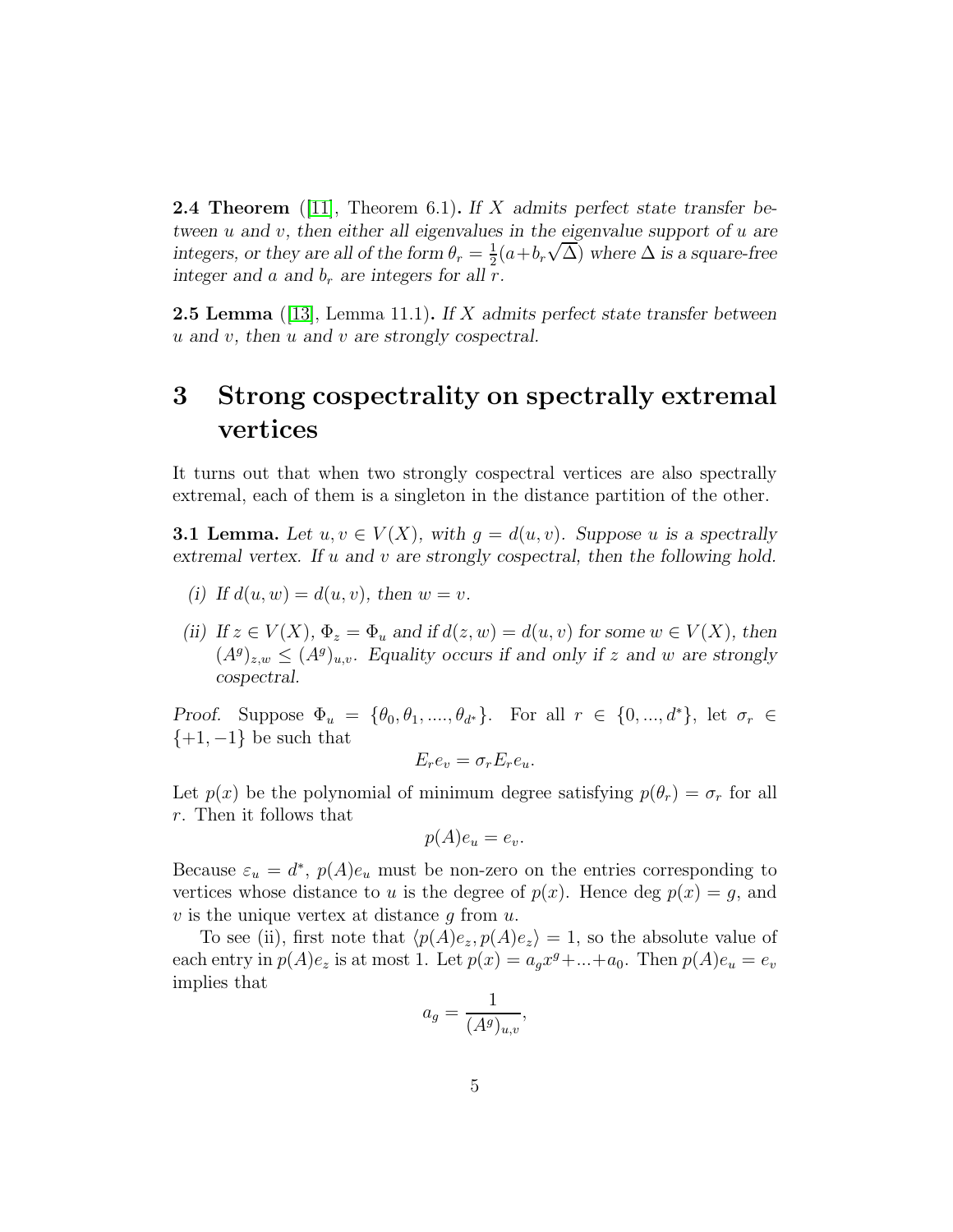**2.4 Theorem** ([11], Theorem 6.1)**.** *If $X$ admits perfect state transfer between $u$ and $v$, then either all eigenvalues in the eigenvalue support of $u$ are integers, or they are all of the form $\theta_r = \frac{1}{2}(a + b_r\sqrt{\Delta})$ where $\Delta$ is a square-free integer and $a$ and $b_r$ are integers for all $r$.*

**2.5 Lemma** ([13], Lemma 11.1)**.** *If $X$ admits perfect state transfer between $u$ and $v$, then $u$ and $v$ are strongly cospectral.*

# 3 Strong cospectrality on spectrally extremal vertices

It turns out that when two strongly cospectral vertices are also spectrally extremal, each of them is a singleton in the distance partition of the other.

**3.1 Lemma.** *Let $u, v \in V(X)$, with $g = d(u, v)$. Suppose $u$ is a spectrally extremal vertex. If $u$ and $v$ are strongly cospectral, then the following hold.*

*(i) If $d(u, w) = d(u, v)$, then $w = v$.*

*(ii) If $z \in V(X)$, $\Phi_z = \Phi_u$ and if $d(z, w) = d(u, v)$ for some $w \in V(X)$, then $(A^g)_{z,w} \leq (A^g)_{u,v}$. Equality occurs if and only if $z$ and $w$ are strongly cospectral.*

*Proof.* Suppose $\Phi_u = \{\theta_0, \theta_1, ...., \theta_{d^*}\}$. For all $r \in \{0, ..., d^*\}$, let $\sigma_r \in \{+1, -1\}$ be such that

$$E_r e_v = \sigma_r E_r e_u.$$

Let $p(x)$ be the polynomial of minimum degree satisfying $p(\theta_r) = \sigma_r$ for all $r$. Then it follows that

$$p(A)e_u = e_v.$$

Because $\varepsilon_u = d^*$, $p(A)e_u$ must be non-zero on the entries corresponding to vertices whose distance to $u$ is the degree of $p(x)$. Hence deg $p(x) = g$, and $v$ is the unique vertex at distance $g$ from $u$.

To see (ii), first note that $\langle p(A)e_z, p(A)e_z\rangle = 1$, so the absolute value of each entry in $p(A)e_z$ is at most 1. Let $p(x) = a_g x^g + ... + a_0$. Then $p(A)e_u = e_v$ implies that

$$a_g = \frac{1}{(A^g)_{u,v}},$$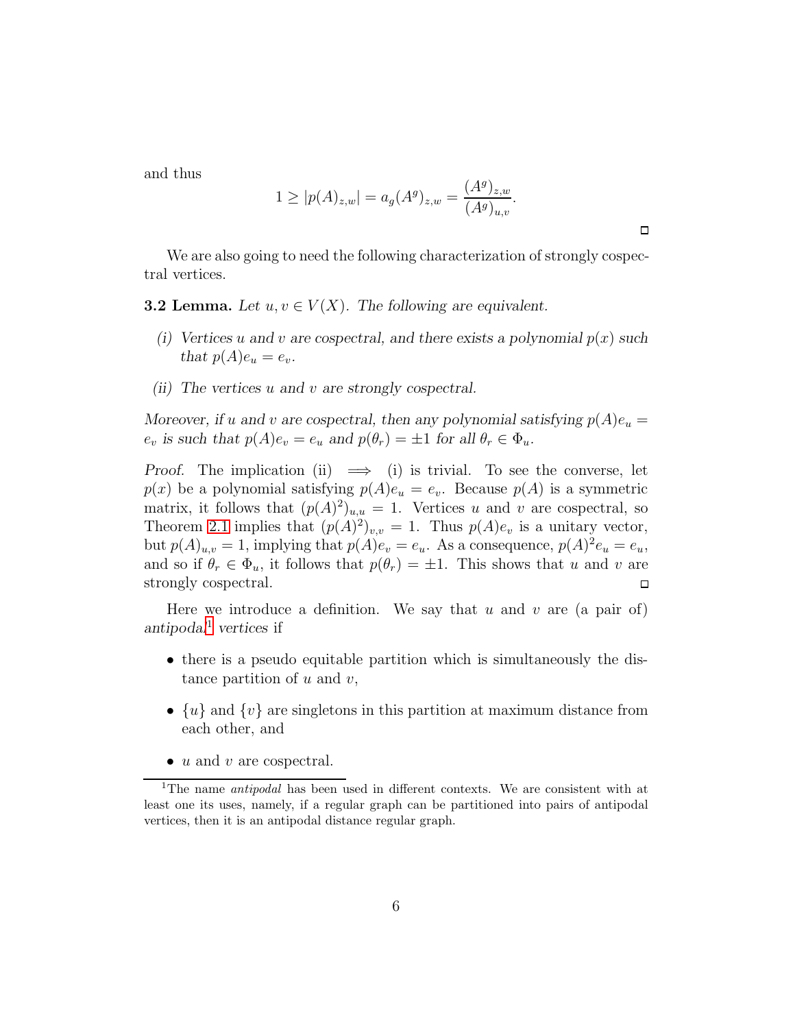and thus

$$1 \geq |p(A)_{z,w}| = a_g (A^g)_{z,w} = \frac{(A^g)_{z,w}}{(A^g)_{u,v}}.$$

□

We are also going to need the following characterization of strongly cospectral vertices.

**3.2 Lemma.** *Let $u, v \in V(X)$. The following are equivalent.*

*(i) Vertices $u$ and $v$ are cospectral, and there exists a polynomial $p(x)$ such that $p(A)e_u = e_v$.*

*(ii) The vertices $u$ and $v$ are strongly cospectral.*

*Moreover, if $u$ and $v$ are cospectral, then any polynomial satisfying $p(A)e_u = e_v$ is such that $p(A)e_v = e_u$ and $p(\theta_r) = \pm 1$ for all $\theta_r \in \Phi_u$.*

*Proof.* The implication (ii) $\implies$ (i) is trivial. To see the converse, let $p(x)$ be a polynomial satisfying $p(A)e_u = e_v$. Because $p(A)$ is a symmetric matrix, it follows that $(p(A)^2)_{u,u} = 1$. Vertices $u$ and $v$ are cospectral, so Theorem 2.1 implies that $(p(A)^2)_{v,v} = 1$. Thus $p(A)e_v$ is a unitary vector, but $p(A)_{u,v} = 1$, implying that $p(A)e_v = e_u$. As a consequence, $p(A)^2 e_u = e_u$, and so if $\theta_r \in \Phi_u$, it follows that $p(\theta_r) = \pm 1$. This shows that $u$ and $v$ are strongly cospectral. □

Here we introduce a definition. We say that $u$ and $v$ are (a pair of) *antipodal*[1] *vertices* if

- there is a pseudo equitable partition which is simultaneously the distance partition of $u$ and $v$,
- $\{u\}$ and $\{v\}$ are singletons in this partition at maximum distance from each other, and
- $u$ and $v$ are cospectral.

[1]The name *antipodal* has been used in different contexts. We are consistent with at least one its uses, namely, if a regular graph can be partitioned into pairs of antipodal vertices, then it is an antipodal distance regular graph.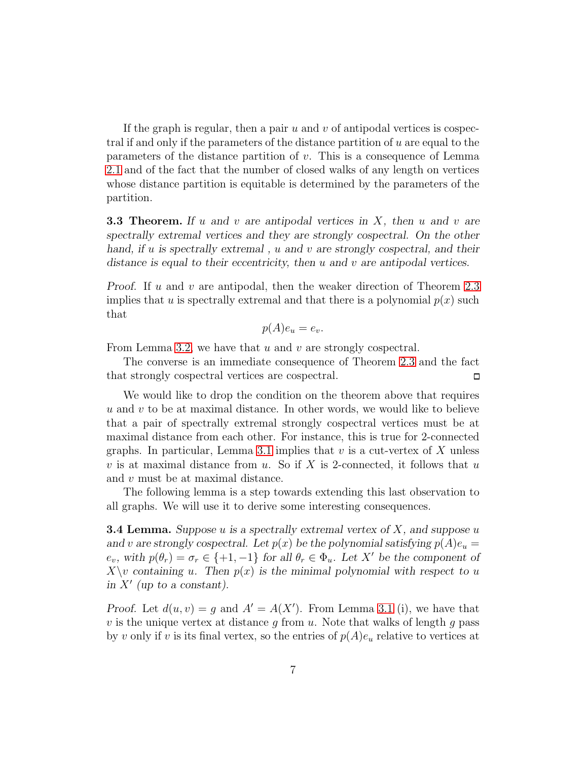If the graph is regular, then a pair $u$ and $v$ of antipodal vertices is cospectral if and only if the parameters of the distance partition of $u$ are equal to the parameters of the distance partition of $v$. This is a consequence of Lemma 2.1 and of the fact that the number of closed walks of any length on vertices whose distance partition is equitable is determined by the parameters of the partition.

**3.3 Theorem.** *If $u$ and $v$ are antipodal vertices in $X$, then $u$ and $v$ are spectrally extremal vertices and they are strongly cospectral. On the other hand, if $u$ is spectrally extremal , $u$ and $v$ are strongly cospectral, and their distance is equal to their eccentricity, then $u$ and $v$ are antipodal vertices.*

*Proof.* If $u$ and $v$ are antipodal, then the weaker direction of Theorem 2.3 implies that $u$ is spectrally extremal and that there is a polynomial $p(x)$ such that

$$p(A)e_u = e_v.$$

From Lemma 3.2, we have that $u$ and $v$ are strongly cospectral.

The converse is an immediate consequence of Theorem 2.3 and the fact that strongly cospectral vertices are cospectral. □

We would like to drop the condition on the theorem above that requires $u$ and $v$ to be at maximal distance. In other words, we would like to believe that a pair of spectrally extremal strongly cospectral vertices must be at maximal distance from each other. For instance, this is true for 2-connected graphs. In particular, Lemma 3.1 implies that $v$ is a cut-vertex of $X$ unless $v$ is at maximal distance from $u$. So if $X$ is 2-connected, it follows that $u$ and $v$ must be at maximal distance.

The following lemma is a step towards extending this last observation to all graphs. We will use it to derive some interesting consequences.

**3.4 Lemma.** *Suppose $u$ is a spectrally extremal vertex of $X$, and suppose $u$ and $v$ are strongly cospectral. Let $p(x)$ be the polynomial satisfying $p(A)e_u = e_v$, with $p(\theta_r) = \sigma_r \in \{+1, -1\}$ for all $\theta_r \in \Phi_u$. Let $X'$ be the component of $X \backslash v$ containing $u$. Then $p(x)$ is the minimal polynomial with respect to $u$ in $X'$ (up to a constant).*

*Proof.* Let $d(u, v) = g$ and $A' = A(X')$. From Lemma 3.1 (i), we have that $v$ is the unique vertex at distance $g$ from $u$. Note that walks of length $g$ pass by $v$ only if $v$ is its final vertex, so the entries of $p(A)e_u$ relative to vertices at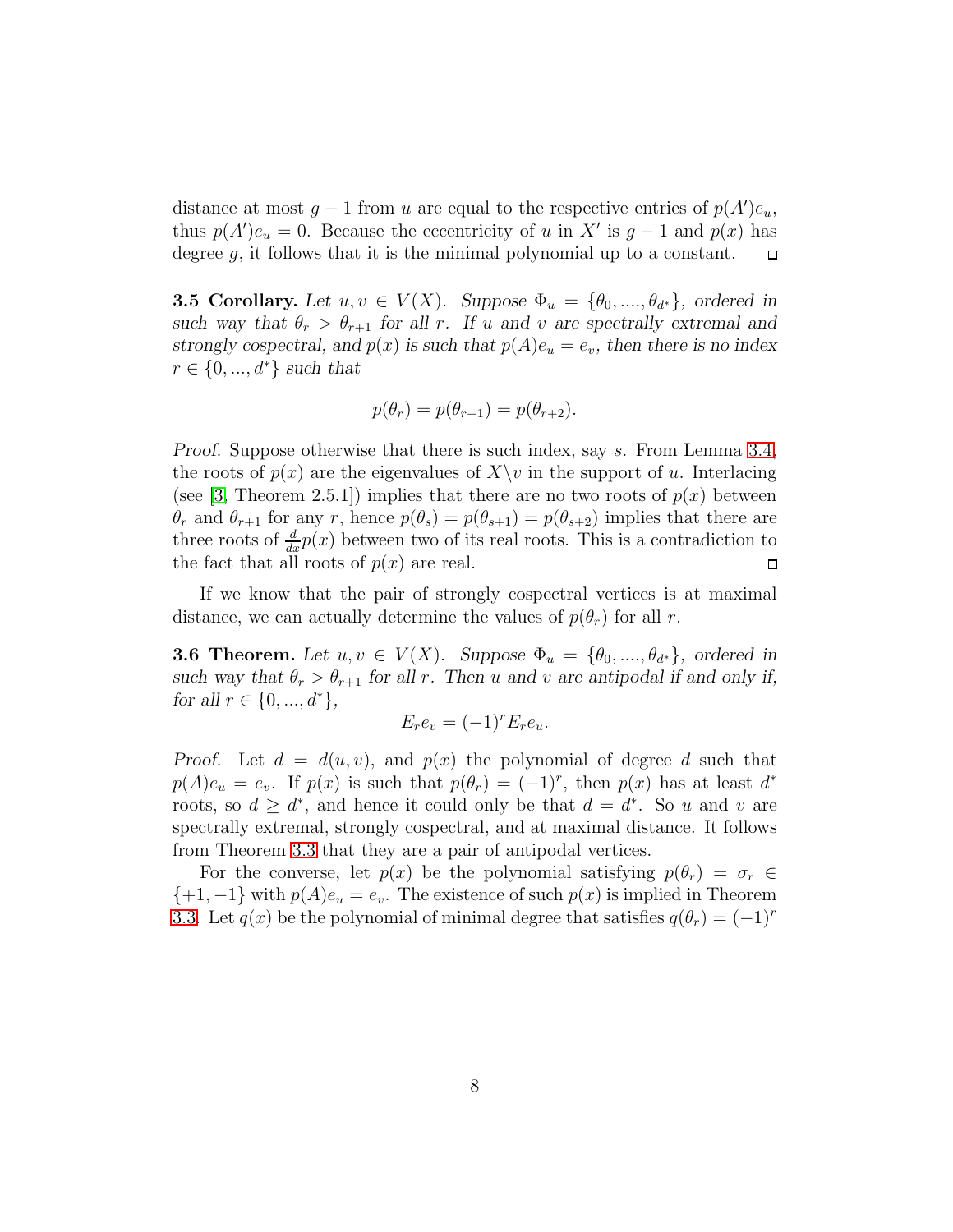distance at most $g-1$ from $u$ are equal to the respective entries of $p(A')e_u$, thus $p(A')e_u = 0$. Because the eccentricity of $u$ in $X'$ is $g-1$ and $p(x)$ has degree $g$, it follows that it is the minimal polynomial up to a constant. □

**3.5 Corollary.** *Let $u, v \in V(X)$. Suppose $\Phi_u = \{\theta_0, ...., \theta_{d^*}\}$, ordered in such way that $\theta_r > \theta_{r+1}$ for all $r$. If $u$ and $v$ are spectrally extremal and strongly cospectral, and $p(x)$ is such that $p(A)e_u = e_v$, then there is no index $r \in \{0, ..., d^*\}$ such that*

$$p(\theta_r) = p(\theta_{r+1}) = p(\theta_{r+2}).$$

*Proof.* Suppose otherwise that there is such index, say $s$. From Lemma 3.4, the roots of $p(x)$ are the eigenvalues of $X \backslash v$ in the support of $u$. Interlacing (see [3, Theorem 2.5.1]) implies that there are no two roots of $p(x)$ between $\theta_r$ and $\theta_{r+1}$ for any $r$, hence $p(\theta_s) = p(\theta_{s+1}) = p(\theta_{s+2})$ implies that there are three roots of $\frac{d}{dx}p(x)$ between two of its real roots. This is a contradiction to the fact that all roots of $p(x)$ are real. □

If we know that the pair of strongly cospectral vertices is at maximal distance, we can actually determine the values of $p(\theta_r)$ for all $r$.

**3.6 Theorem.** *Let $u, v \in V(X)$. Suppose $\Phi_u = \{\theta_0, ...., \theta_{d^*}\}$, ordered in such way that $\theta_r > \theta_{r+1}$ for all $r$. Then $u$ and $v$ are antipodal if and only if, for all $r \in \{0, ..., d^*\}$,*

$$E_r e_v = (-1)^r E_r e_u.$$

*Proof.* Let $d = d(u, v)$, and $p(x)$ the polynomial of degree $d$ such that $p(A)e_u = e_v$. If $p(x)$ is such that $p(\theta_r) = (-1)^r$, then $p(x)$ has at least $d^*$ roots, so $d \geq d^*$, and hence it could only be that $d = d^*$. So $u$ and $v$ are spectrally extremal, strongly cospectral, and at maximal distance. It follows from Theorem 3.3 that they are a pair of antipodal vertices.

For the converse, let $p(x)$ be the polynomial satisfying $p(\theta_r) = \sigma_r \in \{+1, -1\}$ with $p(A)e_u = e_v$. The existence of such $p(x)$ is implied in Theorem 3.3. Let $q(x)$ be the polynomial of minimal degree that satisfies $q(\theta_r) = (-1)^r$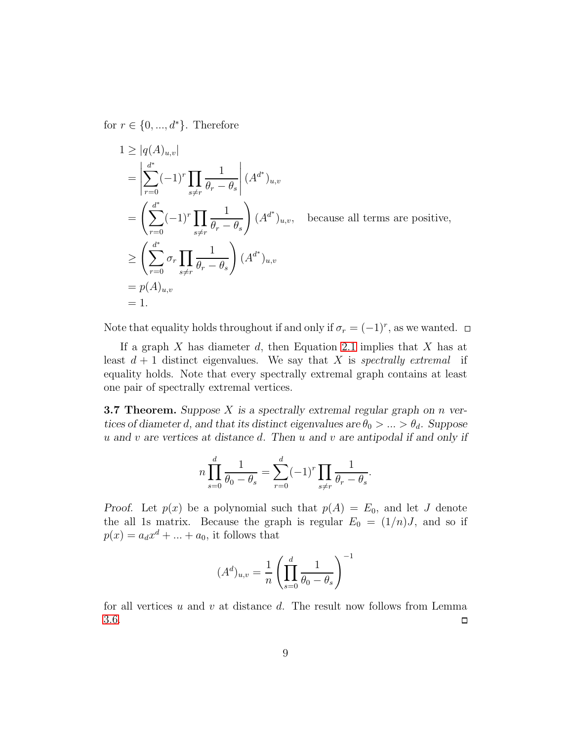for $r \in \{0, ..., d^*\}$. Therefore

$$
\begin{aligned}
1 &\geq |q(A)_{u,v}| \\
&= \left| \sum_{r=0}^{d^*} (-1)^r \prod_{s \neq r} \frac{1}{\theta_r - \theta_s} \right| (A^{d^*})_{u,v} \\
&= \left( \sum_{r=0}^{d^*} (-1)^r \prod_{s \neq r} \frac{1}{\theta_r - \theta_s} \right) (A^{d^*})_{u,v}, \quad \text{because all terms are positive,} \\
&\geq \left( \sum_{r=0}^{d^*} \sigma_r \prod_{s \neq r} \frac{1}{\theta_r - \theta_s} \right) (A^{d^*})_{u,v} \\
&= p(A)_{u,v} \\
&= 1.
\end{aligned}
$$

Note that equality holds throughout if and only if $\sigma_r = (-1)^r$, as we wanted. □

If a graph $X$ has diameter $d$, then Equation 2.1 implies that $X$ has at least $d+1$ distinct eigenvalues. We say that $X$ is *spectrally extremal* if equality holds. Note that every spectrally extremal graph contains at least one pair of spectrally extremal vertices.

**3.7 Theorem.** *Suppose $X$ is a spectrally extremal regular graph on $n$ vertices of diameter $d$, and that its distinct eigenvalues are $\theta_0 > ... > \theta_d$. Suppose $u$ and $v$ are vertices at distance $d$. Then $u$ and $v$ are antipodal if and only if*

$$
n \prod_{s=0}^{d} \frac{1}{\theta_0 - \theta_s} = \sum_{r=0}^{d} (-1)^r \prod_{s \neq r} \frac{1}{\theta_r - \theta_s}.
$$

*Proof.* Let $p(x)$ be a polynomial such that $p(A) = E_0$, and let $J$ denote the all 1s matrix. Because the graph is regular $E_0 = (1/n)J$, and so if $p(x) = a_d x^d + ... + a_0$, it follows that

$$
(A^d)_{u,v} = \frac{1}{n} \left( \prod_{s=0}^{d} \frac{1}{\theta_0 - \theta_s} \right)^{-1}
$$

for all vertices $u$ and $v$ at distance $d$. The result now follows from Lemma 3.6. □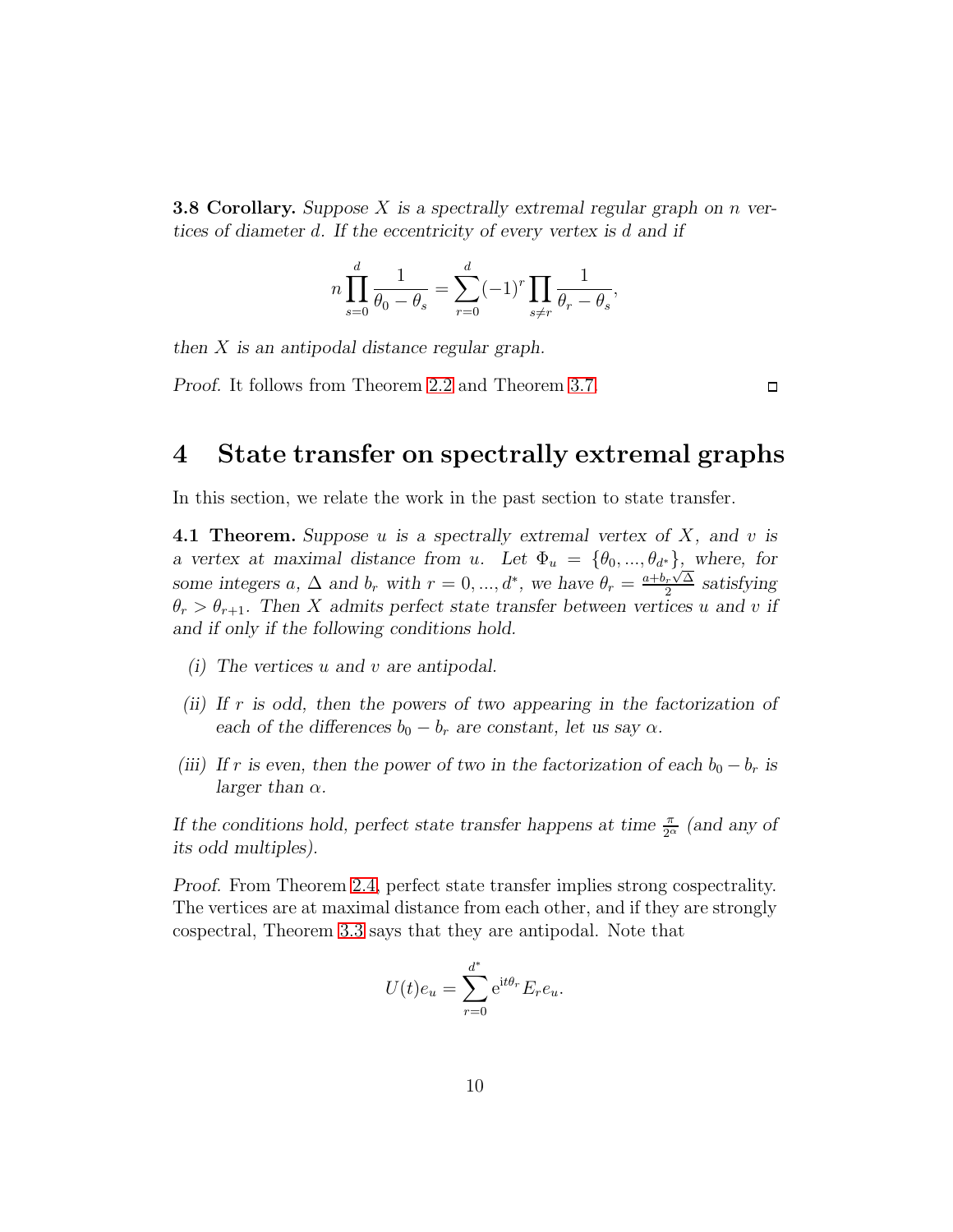**3.8 Corollary.** *Suppose $X$ is a spectrally extremal regular graph on $n$ vertices of diameter $d$. If the eccentricity of every vertex is $d$ and if*

$$n \prod_{s=0}^{d} \frac{1}{\theta_0 - \theta_s} = \sum_{r=0}^{d} (-1)^r \prod_{s \neq r} \frac{1}{\theta_r - \theta_s},$$

*then $X$ is an antipodal distance regular graph.*

*Proof.* It follows from Theorem 2.2 and Theorem 3.7. □

# 4 State transfer on spectrally extremal graphs

In this section, we relate the work in the past section to state transfer.

**4.1 Theorem.** *Suppose $u$ is a spectrally extremal vertex of $X$, and $v$ is a vertex at maximal distance from $u$. Let $\Phi_u = \{\theta_0, ..., \theta_{d^*}\}$, where, for some integers $a$, $\Delta$ and $b_r$ with $r = 0, ..., d^*$, we have $\theta_r = \frac{a + b_r\sqrt{\Delta}}{2}$ satisfying $\theta_r > \theta_{r+1}$. Then $X$ admits perfect state transfer between vertices $u$ and $v$ if and only if the following conditions hold.*

*(i) The vertices $u$ and $v$ are antipodal.*

*(ii) If $r$ is odd, then the powers of two appearing in the factorization of each of the differences $b_0 - b_r$ are constant, let us say $\alpha$.*

*(iii) If $r$ is even, then the power of two in the factorization of each $b_0 - b_r$ is larger than $\alpha$.*

*If the conditions hold, perfect state transfer happens at time $\frac{\pi}{2^\alpha}$ (and any of its odd multiples).*

*Proof.* From Theorem 2.4, perfect state transfer implies strong cospectrality. The vertices are at maximal distance from each other, and if they are strongly cospectral, Theorem 3.3 says that they are antipodal. Note that

$$U(t)e_u = \sum_{r=0}^{d^*} \mathrm{e}^{\mathrm{i}t\theta_r} E_r e_u.$$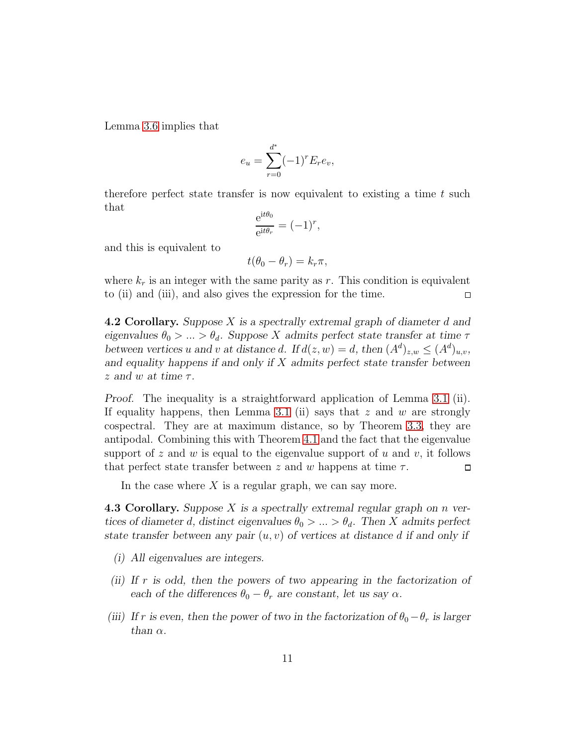Lemma 3.6 implies that

$$e_u = \sum_{r=0}^{d^*} (-1)^r E_r e_v,$$

therefore perfect state transfer is now equivalent to existing a time $t$ such that

$$\frac{\mathrm{e}^{\mathrm{i}t\theta_0}}{\mathrm{e}^{\mathrm{i}t\theta_r}} = (-1)^r,$$

and this is equivalent to

$$t(\theta_0 - \theta_r) = k_r \pi,$$

where $k_r$ is an integer with the same parity as $r$. This condition is equivalent to (ii) and (iii), and also gives the expression for the time. $\square$

**4.2 Corollary.** *Suppose $X$ is a spectrally extremal graph of diameter $d$ and eigenvalues $\theta_0 > ... > \theta_d$. Suppose $X$ admits perfect state transfer at time $\tau$ between vertices $u$ and $v$ at distance $d$. If $d(z,w) = d$, then $(A^d)_{z,w} \leq (A^d)_{u,v}$, and equality happens if and only if $X$ admits perfect state transfer between $z$ and $w$ at time $\tau$.*

*Proof.* The inequality is a straightforward application of Lemma 3.1 (ii). If equality happens, then Lemma 3.1 (ii) says that $z$ and $w$ are strongly cospectral. They are at maximum distance, so by Theorem 3.3, they are antipodal. Combining this with Theorem 4.1 and the fact that the eigenvalue support of $z$ and $w$ is equal to the eigenvalue support of $u$ and $v$, it follows that perfect state transfer between $z$ and $w$ happens at time $\tau$. $\square$

In the case where $X$ is a regular graph, we can say more.

**4.3 Corollary.** *Suppose $X$ is a spectrally extremal regular graph on $n$ vertices of diameter $d$, distinct eigenvalues $\theta_0 > ... > \theta_d$. Then $X$ admits perfect state transfer between any pair $(u, v)$ of vertices at distance $d$ if and only if*

*(i) All eigenvalues are integers.*

*(ii) If $r$ is odd, then the powers of two appearing in the factorization of each of the differences $\theta_0 - \theta_r$ are constant, let us say $\alpha$.*

*(iii) If $r$ is even, then the power of two in the factorization of $\theta_0 - \theta_r$ is larger than $\alpha$.*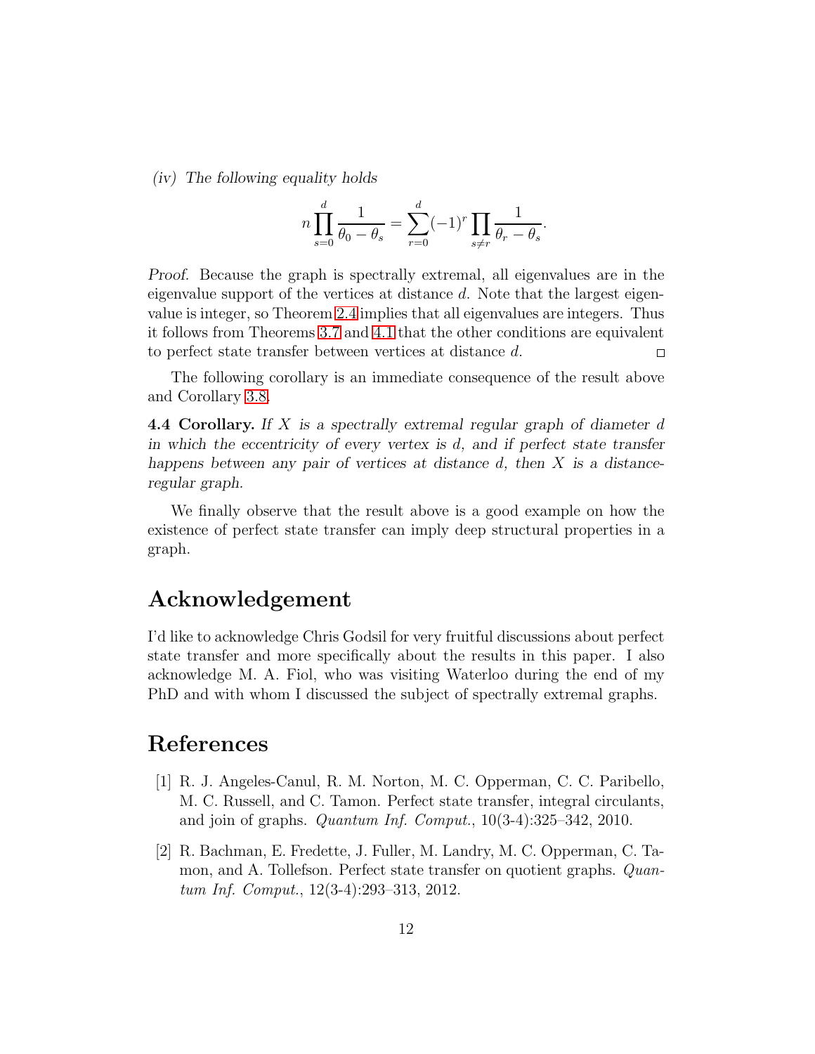*(iv) The following equality holds*

$$n \prod_{s=0}^{d} \frac{1}{\theta_0 - \theta_s} = \sum_{r=0}^{d} (-1)^r \prod_{s \neq r} \frac{1}{\theta_r - \theta_s}.$$

*Proof.* Because the graph is spectrally extremal, all eigenvalues are in the eigenvalue support of the vertices at distance $d$. Note that the largest eigenvalue is integer, so Theorem 2.4 implies that all eigenvalues are integers. Thus it follows from Theorems 3.7 and 4.1 that the other conditions are equivalent to perfect state transfer between vertices at distance $d$. □

The following corollary is an immediate consequence of the result above and Corollary 3.8.

**4.4 Corollary.** *If $X$ is a spectrally extremal regular graph of diameter $d$ in which the eccentricity of every vertex is $d$, and if perfect state transfer happens between any pair of vertices at distance $d$, then $X$ is a distance-regular graph.*

We finally observe that the result above is a good example on how the existence of perfect state transfer can imply deep structural properties in a graph.

# Acknowledgement

I'd like to acknowledge Chris Godsil for very fruitful discussions about perfect state transfer and more specifically about the results in this paper. I also acknowledge M. A. Fiol, who was visiting Waterloo during the end of my PhD and with whom I discussed the subject of spectrally extremal graphs.

# References

[1] R. J. Angeles-Canul, R. M. Norton, M. C. Opperman, C. C. Paribello, M. C. Russell, and C. Tamon. Perfect state transfer, integral circulants, and join of graphs. *Quantum Inf. Comput.*, 10(3-4):325–342, 2010.

[2] R. Bachman, E. Fredette, J. Fuller, M. Landry, M. C. Opperman, C. Tamon, and A. Tollefson. Perfect state transfer on quotient graphs. *Quantum Inf. Comput.*, 12(3-4):293–313, 2012.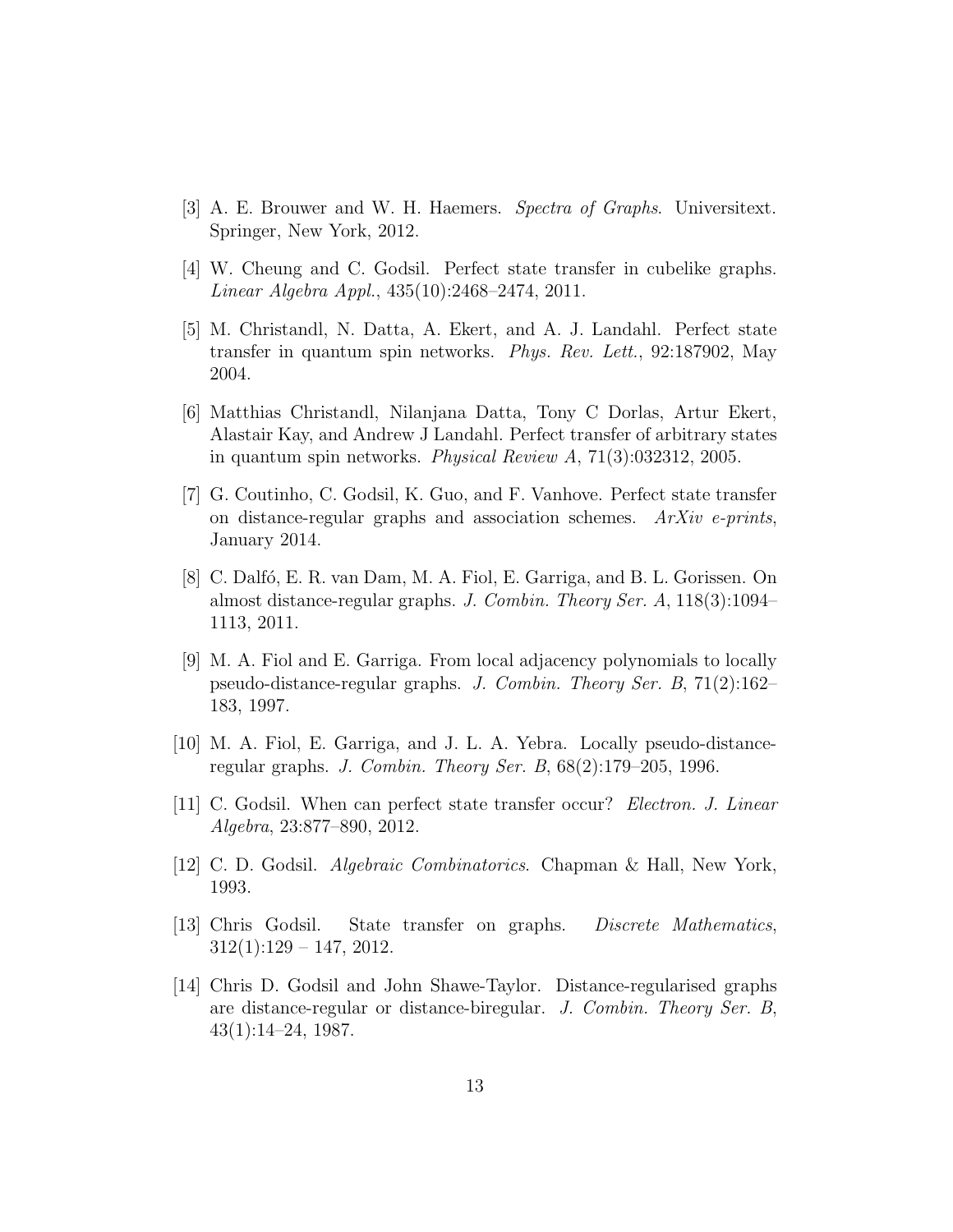[3] A. E. Brouwer and W. H. Haemers. *Spectra of Graphs*. Universitext. Springer, New York, 2012.

[4] W. Cheung and C. Godsil. Perfect state transfer in cubelike graphs. *Linear Algebra Appl.*, 435(10):2468–2474, 2011.

[5] M. Christandl, N. Datta, A. Ekert, and A. J. Landahl. Perfect state transfer in quantum spin networks. *Phys. Rev. Lett.*, 92:187902, May 2004.

[6] Matthias Christandl, Nilanjana Datta, Tony C Dorlas, Artur Ekert, Alastair Kay, and Andrew J Landahl. Perfect transfer of arbitrary states in quantum spin networks. *Physical Review A*, 71(3):032312, 2005.

[7] G. Coutinho, C. Godsil, K. Guo, and F. Vanhove. Perfect state transfer on distance-regular graphs and association schemes. *ArXiv e-prints*, January 2014.

[8] C. Dalfó, E. R. van Dam, M. A. Fiol, E. Garriga, and B. L. Gorissen. On almost distance-regular graphs. *J. Combin. Theory Ser. A*, 118(3):1094–1113, 2011.

[9] M. A. Fiol and E. Garriga. From local adjacency polynomials to locally pseudo-distance-regular graphs. *J. Combin. Theory Ser. B*, 71(2):162–183, 1997.

[10] M. A. Fiol, E. Garriga, and J. L. A. Yebra. Locally pseudo-distance-regular graphs. *J. Combin. Theory Ser. B*, 68(2):179–205, 1996.

[11] C. Godsil. When can perfect state transfer occur? *Electron. J. Linear Algebra*, 23:877–890, 2012.

[12] C. D. Godsil. *Algebraic Combinatorics*. Chapman & Hall, New York, 1993.

[13] Chris Godsil. State transfer on graphs. *Discrete Mathematics*, 312(1):129 – 147, 2012.

[14] Chris D. Godsil and John Shawe-Taylor. Distance-regularised graphs are distance-regular or distance-biregular. *J. Combin. Theory Ser. B*, 43(1):14–24, 1987.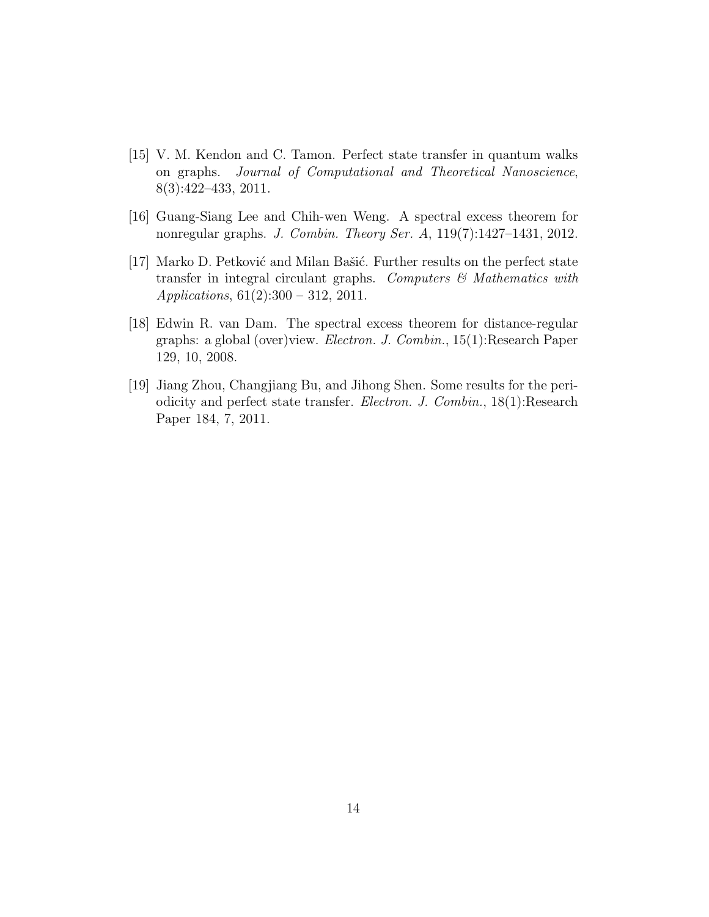[15] V. M. Kendon and C. Tamon. Perfect state transfer in quantum walks on graphs. *Journal of Computational and Theoretical Nanoscience*, 8(3):422–433, 2011.

[16] Guang-Siang Lee and Chih-wen Weng. A spectral excess theorem for nonregular graphs. *J. Combin. Theory Ser. A*, 119(7):1427–1431, 2012.

[17] Marko D. Petković and Milan Bašić. Further results on the perfect state transfer in integral circulant graphs. *Computers & Mathematics with Applications*, 61(2):300 – 312, 2011.

[18] Edwin R. van Dam. The spectral excess theorem for distance-regular graphs: a global (over)view. *Electron. J. Combin.*, 15(1):Research Paper 129, 10, 2008.

[19] Jiang Zhou, Changjiang Bu, and Jihong Shen. Some results for the periodicity and perfect state transfer. *Electron. J. Combin.*, 18(1):Research Paper 184, 7, 2011.